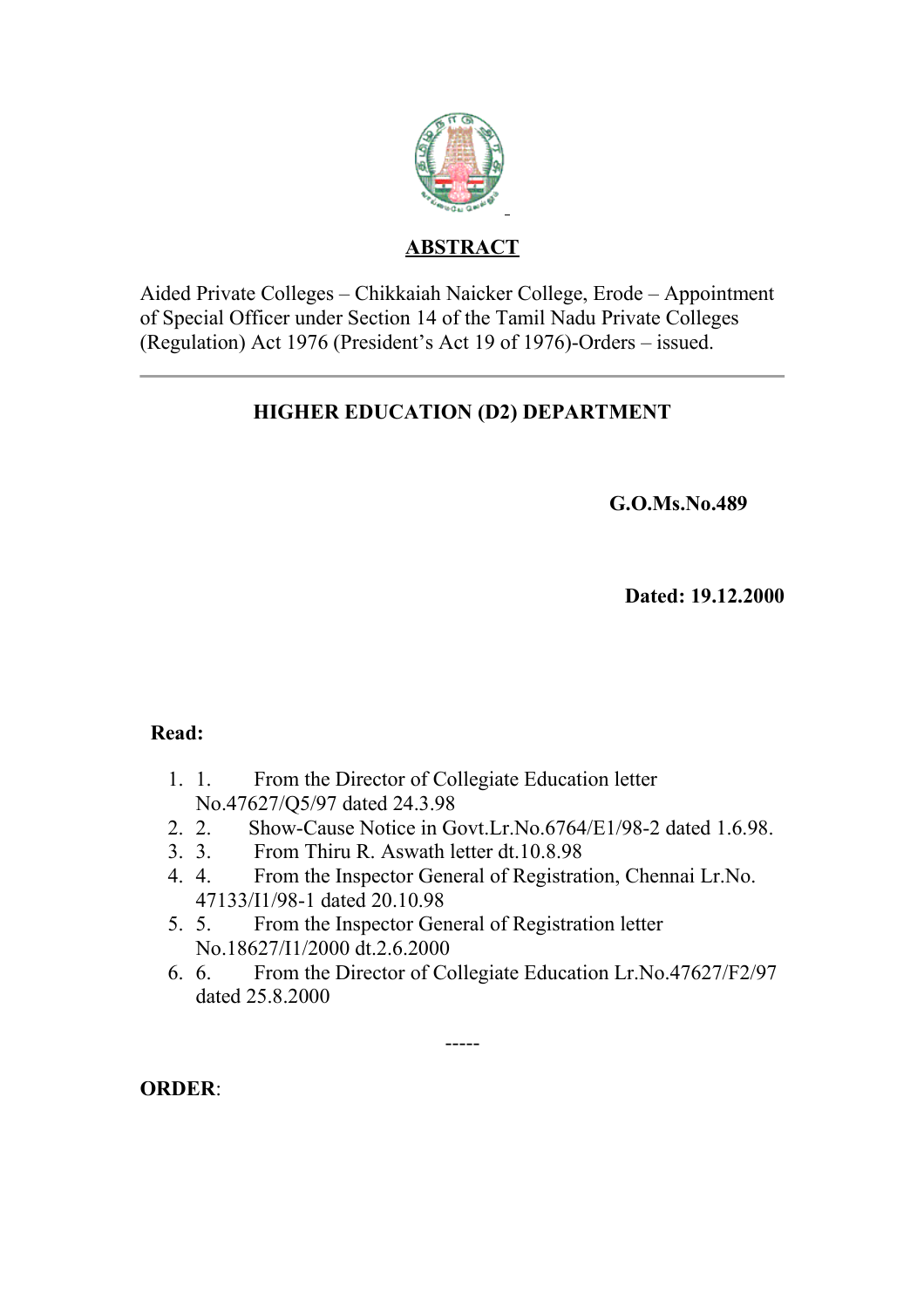## ABSTRACT

Aided Private Colleges – Chikkaiah Naicker College, Erode – Appointment of Special Officer under Section 14 of the Tamil Nadu Private Colleges (Regulation) Act 1976 (President's Act 19 of 1976)-Orders – issued.

---

### HIGHER EDUCATION (D2) DEPARTMENT

**G.O.Ms.No.489**

**Dated: 19.12.2000**

**Read:**

1. 1. From the Director of Collegiate Education letter No.47627/Q5/97 dated 24.3.98
2. 2. Show-Cause Notice in Govt.Lr.No.6764/E1/98-2 dated 1.6.98.
3. 3. From Thiru R. Aswath letter dt.10.8.98
4. 4. From the Inspector General of Registration, Chennai Lr.No. 47133/I1/98-1 dated 20.10.98
5. 5. From the Inspector General of Registration letter No.18627/I1/2000 dt.2.6.2000
6. 6. From the Director of Collegiate Education Lr.No.47627/F2/97 dated 25.8.2000

-----

**ORDER**: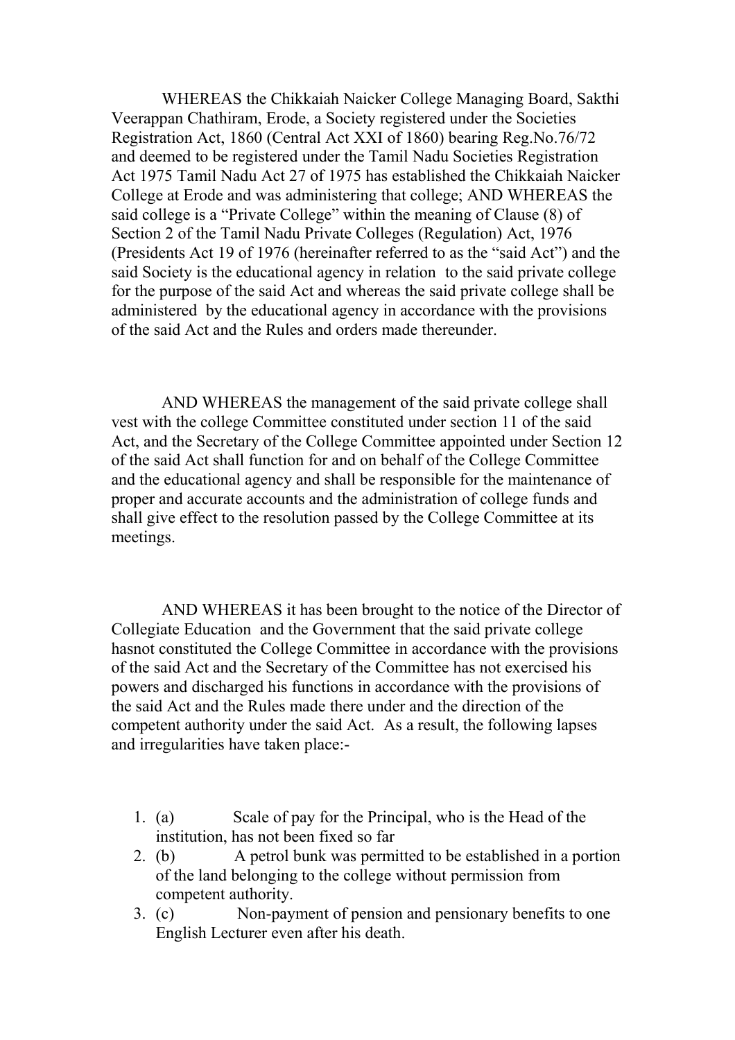WHEREAS the Chikkaiah Naicker College Managing Board, Sakthi Veerappan Chathiram, Erode, a Society registered under the Societies Registration Act, 1860 (Central Act XXI of 1860) bearing Reg.No.76/72 and deemed to be registered under the Tamil Nadu Societies Registration Act 1975 Tamil Nadu Act 27 of 1975 has established the Chikkaiah Naicker College at Erode and was administering that college; AND WHEREAS the said college is a "Private College" within the meaning of Clause (8) of Section 2 of the Tamil Nadu Private Colleges (Regulation) Act, 1976 (Presidents Act 19 of 1976 (hereinafter referred to as the "said Act") and the said Society is the educational agency in relation to the said private college for the purpose of the said Act and whereas the said private college shall be administered by the educational agency in accordance with the provisions of the said Act and the Rules and orders made thereunder.

AND WHEREAS the management of the said private college shall vest with the college Committee constituted under section 11 of the said Act, and the Secretary of the College Committee appointed under Section 12 of the said Act shall function for and on behalf of the College Committee and the educational agency and shall be responsible for the maintenance of proper and accurate accounts and the administration of college funds and shall give effect to the resolution passed by the College Committee at its meetings.

AND WHEREAS it has been brought to the notice of the Director of Collegiate Education and the Government that the said private college hasnot constituted the College Committee in accordance with the provisions of the said Act and the Secretary of the Committee has not exercised his powers and discharged his functions in accordance with the provisions of the said Act and the Rules made there under and the direction of the competent authority under the said Act. As a result, the following lapses and irregularities have taken place:-

1. (a) Scale of pay for the Principal, who is the Head of the institution, has not been fixed so far
2. (b) A petrol bunk was permitted to be established in a portion of the land belonging to the college without permission from competent authority.
3. (c) Non-payment of pension and pensionary benefits to one English Lecturer even after his death.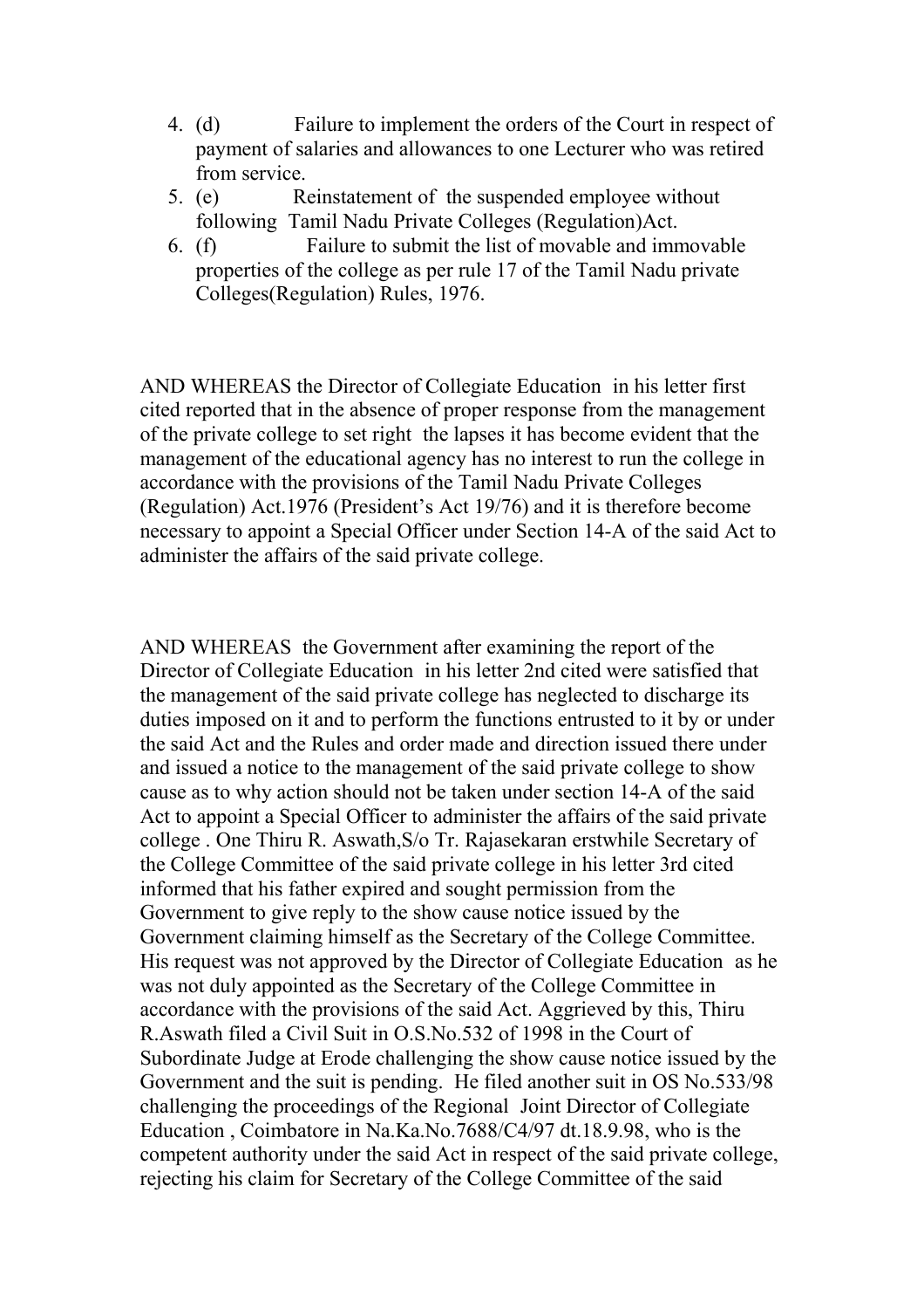4. (d) Failure to implement the orders of the Court in respect of payment of salaries and allowances to one Lecturer who was retired from service.
5. (e) Reinstatement of the suspended employee without following Tamil Nadu Private Colleges (Regulation)Act.
6. (f) Failure to submit the list of movable and immovable properties of the college as per rule 17 of the Tamil Nadu private Colleges(Regulation) Rules, 1976.

AND WHEREAS the Director of Collegiate Education in his letter first cited reported that in the absence of proper response from the management of the private college to set right the lapses it has become evident that the management of the educational agency has no interest to run the college in accordance with the provisions of the Tamil Nadu Private Colleges (Regulation) Act.1976 (President's Act 19/76) and it is therefore become necessary to appoint a Special Officer under Section 14-A of the said Act to administer the affairs of the said private college.

AND WHEREAS the Government after examining the report of the Director of Collegiate Education in his letter 2nd cited were satisfied that the management of the said private college has neglected to discharge its duties imposed on it and to perform the functions entrusted to it by or under the said Act and the Rules and order made and direction issued there under and issued a notice to the management of the said private college to show cause as to why action should not be taken under section 14-A of the said Act to appoint a Special Officer to administer the affairs of the said private college . One Thiru R. Aswath,S/o Tr. Rajasekaran erstwhile Secretary of the College Committee of the said private college in his letter 3rd cited informed that his father expired and sought permission from the Government to give reply to the show cause notice issued by the Government claiming himself as the Secretary of the College Committee. His request was not approved by the Director of Collegiate Education as he was not duly appointed as the Secretary of the College Committee in accordance with the provisions of the said Act. Aggrieved by this, Thiru R.Aswath filed a Civil Suit in O.S.No.532 of 1998 in the Court of Subordinate Judge at Erode challenging the show cause notice issued by the Government and the suit is pending. He filed another suit in OS No.533/98 challenging the proceedings of the Regional Joint Director of Collegiate Education , Coimbatore in Na.Ka.No.7688/C4/97 dt.18.9.98, who is the competent authority under the said Act in respect of the said private college, rejecting his claim for Secretary of the College Committee of the said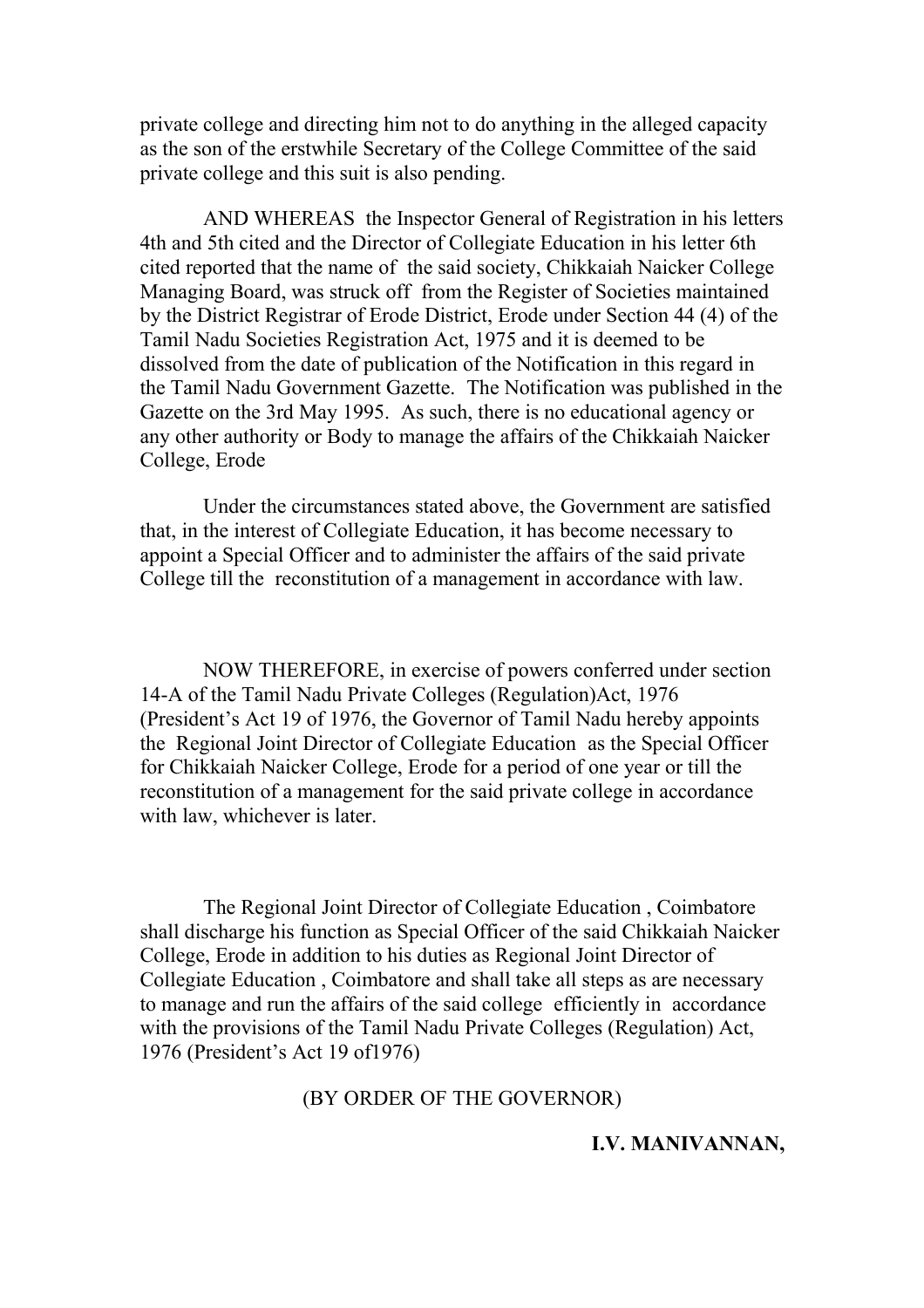private college and directing him not to do anything in the alleged capacity as the son of the erstwhile Secretary of the College Committee of the said private college and this suit is also pending.

AND WHEREAS the Inspector General of Registration in his letters 4th and 5th cited and the Director of Collegiate Education in his letter 6th cited reported that the name of the said society, Chikkaiah Naicker College Managing Board, was struck off from the Register of Societies maintained by the District Registrar of Erode District, Erode under Section 44 (4) of the Tamil Nadu Societies Registration Act, 1975 and it is deemed to be dissolved from the date of publication of the Notification in this regard in the Tamil Nadu Government Gazette. The Notification was published in the Gazette on the 3rd May 1995. As such, there is no educational agency or any other authority or Body to manage the affairs of the Chikkaiah Naicker College, Erode

Under the circumstances stated above, the Government are satisfied that, in the interest of Collegiate Education, it has become necessary to appoint a Special Officer and to administer the affairs of the said private College till the reconstitution of a management in accordance with law.

NOW THEREFORE, in exercise of powers conferred under section 14-A of the Tamil Nadu Private Colleges (Regulation)Act, 1976 (President's Act 19 of 1976, the Governor of Tamil Nadu hereby appoints the Regional Joint Director of Collegiate Education as the Special Officer for Chikkaiah Naicker College, Erode for a period of one year or till the reconstitution of a management for the said private college in accordance with law, whichever is later.

The Regional Joint Director of Collegiate Education , Coimbatore shall discharge his function as Special Officer of the said Chikkaiah Naicker College, Erode in addition to his duties as Regional Joint Director of Collegiate Education , Coimbatore and shall take all steps as are necessary to manage and run the affairs of the said college efficiently in accordance with the provisions of the Tamil Nadu Private Colleges (Regulation) Act, 1976 (President's Act 19 of1976)

(BY ORDER OF THE GOVERNOR)

**I.V. MANIVANNAN,**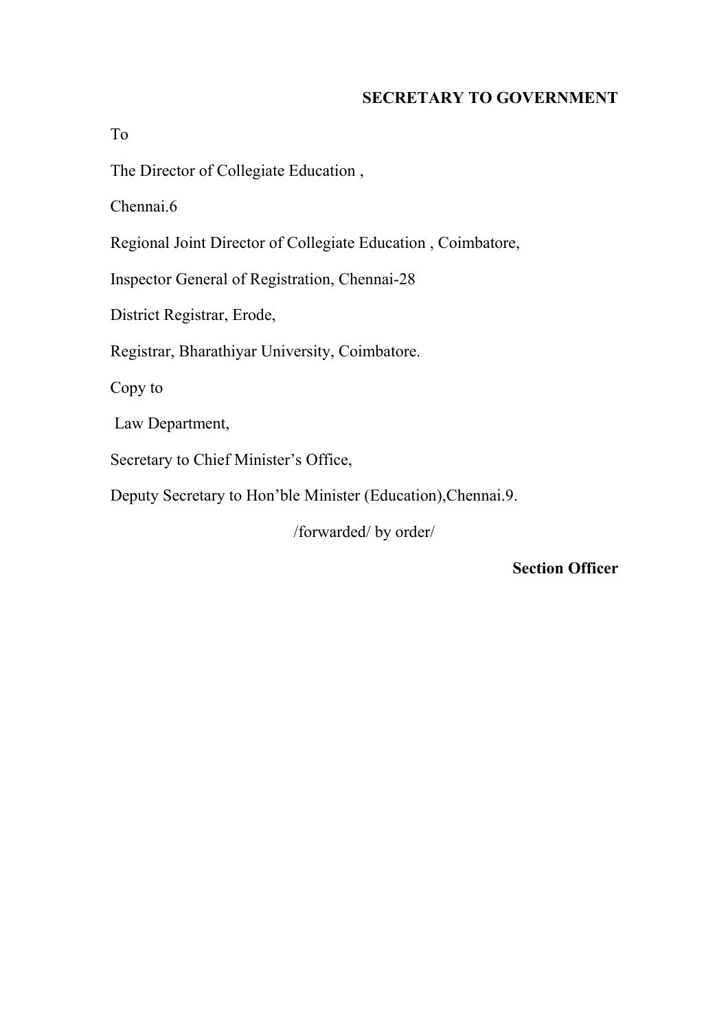**SECRETARY TO GOVERNMENT**

To

The Director of Collegiate Education ,

Chennai.6

Regional Joint Director of Collegiate Education , Coimbatore,

Inspector General of Registration, Chennai-28

District Registrar, Erode,

Registrar, Bharathiyar University, Coimbatore.

Copy to

Law Department,

Secretary to Chief Minister's Office,

Deputy Secretary to Hon'ble Minister (Education),Chennai.9.

/forwarded/ by order/

**Section Officer**